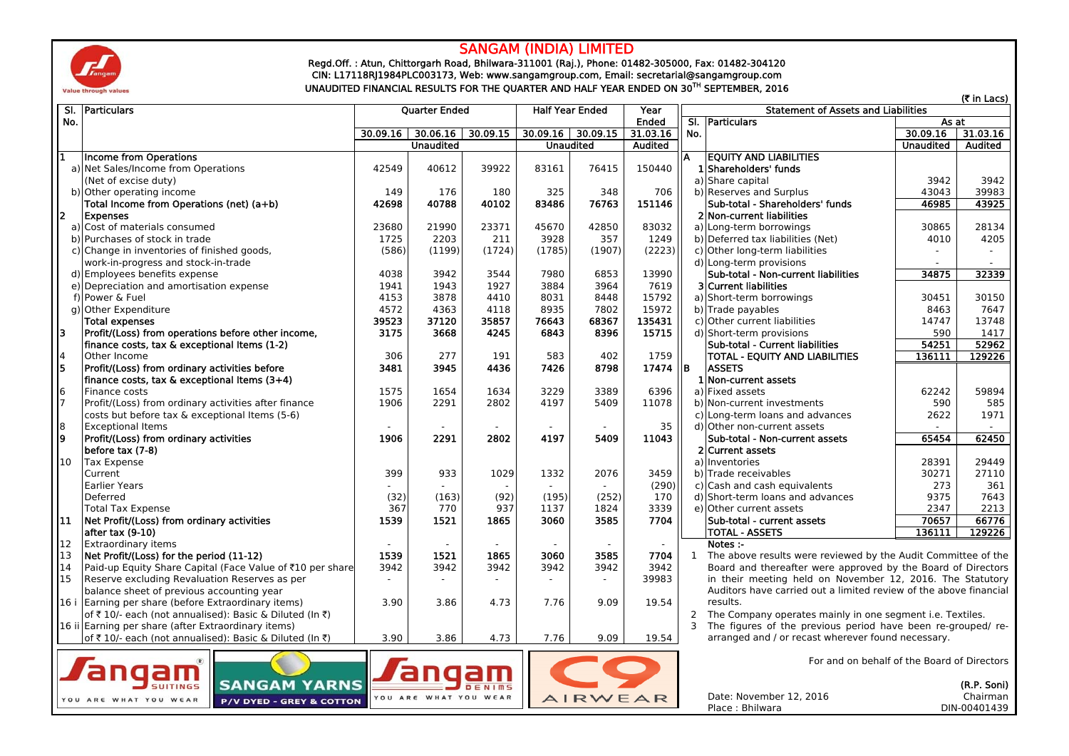# SANGAM (INDIA) LIMITED

Regd.Off. : Atun, Chittorgarh Road, Bhilwara-311001 (Raj.), Phone: 01482-305000, Fax: 01482-304120

CIN: L17118RJ1984PLC003173, Web: www.sangamgroup.com, Email: secretarial@sangamgroup.com

## UNAUDITED FINANCIAL RESULTS FOR THE QUARTER AND HALF YEAR ENDED ON 30TH SEPTEMBER, 2016

(₹ in Lacs)

| Sl. No. | Particulars | Quarter Ended | | | Half Year Ended | | Year Ended |
|---|---|---|---|---|---|---|---|
| | | 30.09.16 | 30.06.16 | 30.09.15 | 30.09.16 | 30.09.15 | 31.03.16 |
| | | Unaudited | | | Unaudited | | Audited |
| 1 | **Income from Operations** | | | | | | |
| a) | Net Sales/Income from Operations (Net of excise duty) | 42549 | 40612 | 39922 | 83161 | 76415 | 150440 |
| b) | Other operating income | 149 | 176 | 180 | 325 | 348 | 706 |
| | **Total Income from Operations (net) (a+b)** | **42698** | **40788** | **40102** | **83486** | **76763** | **151146** |
| 2 | **Expenses** | | | | | | |
| a) | Cost of materials consumed | 23680 | 21990 | 23371 | 45670 | 42850 | 83032 |
| b) | Purchases of stock in trade | 1725 | 2203 | 211 | 3928 | 357 | 1249 |
| c) | Change in inventories of finished goods, work-in-progress and stock-in-trade | (586) | (1199) | (1724) | (1785) | (1907) | (2223) |
| d) | Employees benefits expense | 4038 | 3942 | 3544 | 7980 | 6853 | 13990 |
| e) | Depreciation and amortisation expense | 1941 | 1943 | 1927 | 3884 | 3964 | 7619 |
| f) | Power & Fuel | 4153 | 3878 | 4410 | 8031 | 8448 | 15792 |
| g) | Other Expenditure | 4572 | 4363 | 4118 | 8935 | 7802 | 15972 |
| | **Total expenses** | **39523** | **37120** | **35857** | **76643** | **68367** | **135431** |
| 3 | **Profit/(Loss) from operations before other income, finance costs, tax & exceptional Items (1-2)** | **3175** | **3668** | **4245** | **6843** | **8396** | **15715** |
| 4 | Other Income | 306 | 277 | 191 | 583 | 402 | 1759 |
| 5 | **Profit/(Loss) from ordinary activities before finance costs, tax & exceptional Items (3+4)** | **3481** | **3945** | **4436** | **7426** | **8798** | **17474** |
| 6 | Finance costs | 1575 | 1654 | 1634 | 3229 | 3389 | 6396 |
| 7 | Profit/(Loss) from ordinary activities after finance costs but before tax & exceptional Items (5-6) | 1906 | 2291 | 2802 | 4197 | 5409 | 11078 |
| 8 | Exceptional Items | - | - | - | - | - | 35 |
| 9 | **Profit/(Loss) from ordinary activities before tax (7-8)** | **1906** | **2291** | **2802** | **4197** | **5409** | **11043** |
| 10 | Tax Expense | | | | | | |
| | Current | 399 | 933 | 1029 | 1332 | 2076 | 3459 |
| | Earlier Years | - | - | - | - | - | (290) |
| | Deferred | (32) | (163) | (92) | (195) | (252) | 170 |
| | Total Tax Expense | 367 | 770 | 937 | 1137 | 1824 | 3339 |
| 11 | **Net Profit/(Loss) from ordinary activities after tax (9-10)** | **1539** | **1521** | **1865** | **3060** | **3585** | **7704** |
| 12 | Extraordinary items | - | - | - | - | - | - |
| 13 | **Net Profit/(Loss) for the period (11-12)** | **1539** | **1521** | **1865** | **3060** | **3585** | **7704** |
| 14 | Paid-up Equity Share Capital (Face Value of ₹10 per share) | 3942 | 3942 | 3942 | 3942 | 3942 | 3942 |
| 15 | Reserve excluding Revaluation Reserves as per balance sheet of previous accounting year | - | - | - | - | - | 39983 |
| 16 i | Earning per share (before Extraordinary items) of ₹ 10/- each (not annualised): Basic & Diluted (In ₹) | 3.90 | 3.86 | 4.73 | 7.76 | 9.09 | 19.54 |
| 16 ii | Earning per share (after Extraordinary items) of ₹ 10/- each (not annualised): Basic & Diluted (In ₹) | 3.90 | 3.86 | 4.73 | 7.76 | 9.09 | 19.54 |

### Statement of Assets and Liabilities

| Sl. No. | Particulars | As at 30.09.16 | As at 31.03.16 |
|---|---|---|---|
| | | Unaudited | Audited |
| A | **EQUITY AND LIABILITIES** | | |
| 1 | **Shareholders' funds** | | |
| a) | Share capital | 3942 | 3942 |
| b) | Reserves and Surplus | 43043 | 39983 |
| | **Sub-total - Shareholders' funds** | **46985** | **43925** |
| 2 | **Non-current liabilities** | | |
| a) | Long-term borrowings | 30865 | 28134 |
| b) | Deferred tax liabilities (Net) | 4010 | 4205 |
| c) | Other long-term liabilities | - | - |
| d) | Long-term provisions | - | - |
| | **Sub-total - Non-current liabilities** | **34875** | **32339** |
| 3 | **Current liabilities** | | |
| a) | Short-term borrowings | 30451 | 30150 |
| b) | Trade payables | 8463 | 7647 |
| c) | Other current liabilities | 14747 | 13748 |
| d) | Short-term provisions | 590 | 1417 |
| | **Sub-total - Current liabilities** | **54251** | **52962** |
| | **TOTAL - EQUITY AND LIABILITIES** | **136111** | **129226** |
| B | **ASSETS** | | |
| 1 | **Non-current assets** | | |
| a) | Fixed assets | 62242 | 59894 |
| b) | Non-current investments | 590 | 585 |
| c) | Long-term loans and advances | 2622 | 1971 |
| d) | Other non-current assets | - | - |
| | **Sub-total - Non-current assets** | **65454** | **62450** |
| 2 | **Current assets** | | |
| a) | Inventories | 28391 | 29449 |
| b) | Trade receivables | 30271 | 27110 |
| c) | Cash and cash equivalents | 273 | 361 |
| d) | Short-term loans and advances | 9375 | 7643 |
| e) | Other current assets | 2347 | 2213 |
| | **Sub-total - current assets** | **70657** | **66776** |
| | **TOTAL - ASSETS** | **136111** | **129226** |

**Notes :-**

1. The above results were reviewed by the Audit Committee of the Board and thereafter were approved by the Board of Directors in their meeting held on November 12, 2016. The Statutory Auditors have carried out a limited review of the above financial results.
2. The Company operates mainly in one segment i.e. Textiles.
3. The figures of the previous period have been re-grouped/ re-arranged and / or recast wherever found necessary.

For and on behalf of the Board of Directors

Date: November 12, 2016
Place : Bhilwara

**(R.P. Soni)**
Chairman
DIN-00401439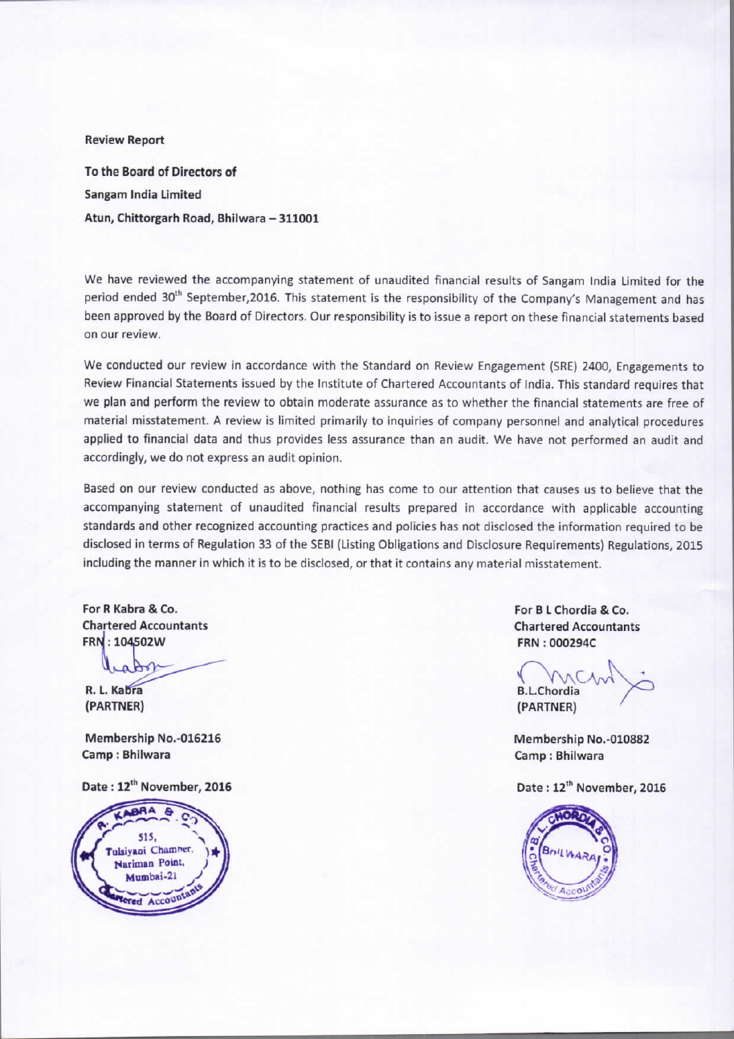**Review Report**

**To the Board of Directors of**
**Sangam India Limited**
**Atun, Chittorgarh Road, Bhilwara – 311001**

We have reviewed the accompanying statement of unaudited financial results of Sangam India Limited for the period ended 30th September,2016. This statement is the responsibility of the Company's Management and has been approved by the Board of Directors. Our responsibility is to issue a report on these financial statements based on our review.

We conducted our review in accordance with the Standard on Review Engagement (SRE) 2400, Engagements to Review Financial Statements issued by the Institute of Chartered Accountants of India. This standard requires that we plan and perform the review to obtain moderate assurance as to whether the financial statements are free of material misstatement. A review is limited primarily to inquiries of company personnel and analytical procedures applied to financial data and thus provides less assurance than an audit. We have not performed an audit and accordingly, we do not express an audit opinion.

Based on our review conducted as above, nothing has come to our attention that causes us to believe that the accompanying statement of unaudited financial results prepared in accordance with applicable accounting standards and other recognized accounting practices and policies has not disclosed the information required to be disclosed in terms of Regulation 33 of the SEBI (Listing Obligations and Disclosure Requirements) Regulations, 2015 including the manner in which it is to be disclosed, or that it contains any material misstatement.

**For R Kabra & Co.**
**Chartered Accountants**
**FRN : 104502W**

**R. L. Kabra**
**(PARTNER)**

**Membership No.-016216**
**Camp : Bhilwara**

**Date : 12th November, 2016**

**For B L Chordia & Co.**
**Chartered Accountants**
**FRN : 000294C**

**B.L.Chordia**
**(PARTNER)**

**Membership No.-010882**
**Camp : Bhilwara**

**Date : 12th November, 2016**